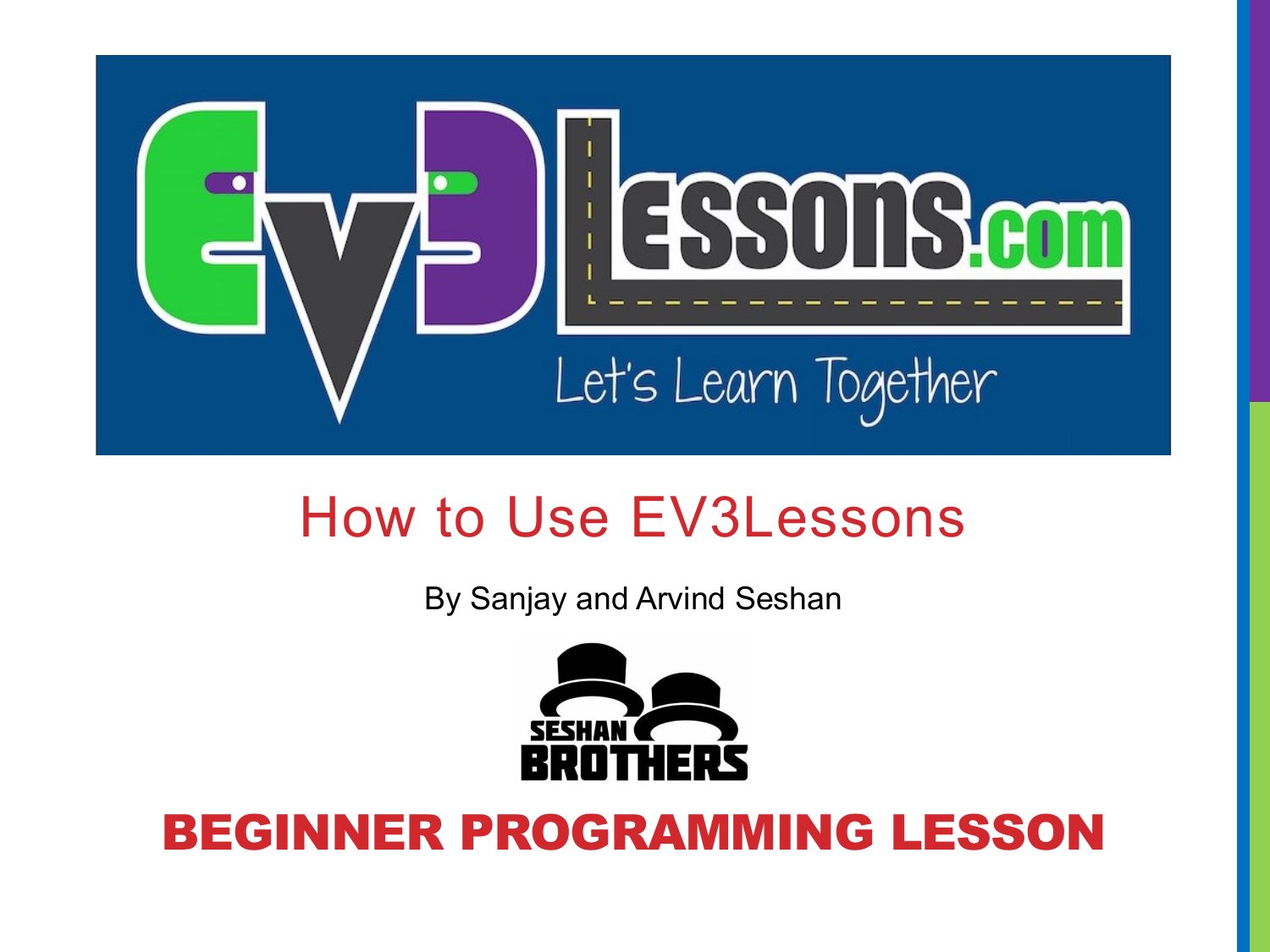# How to Use EV3Lessons

By Sanjay and Arvind Seshan

**BEGINNER PROGRAMMING LESSON**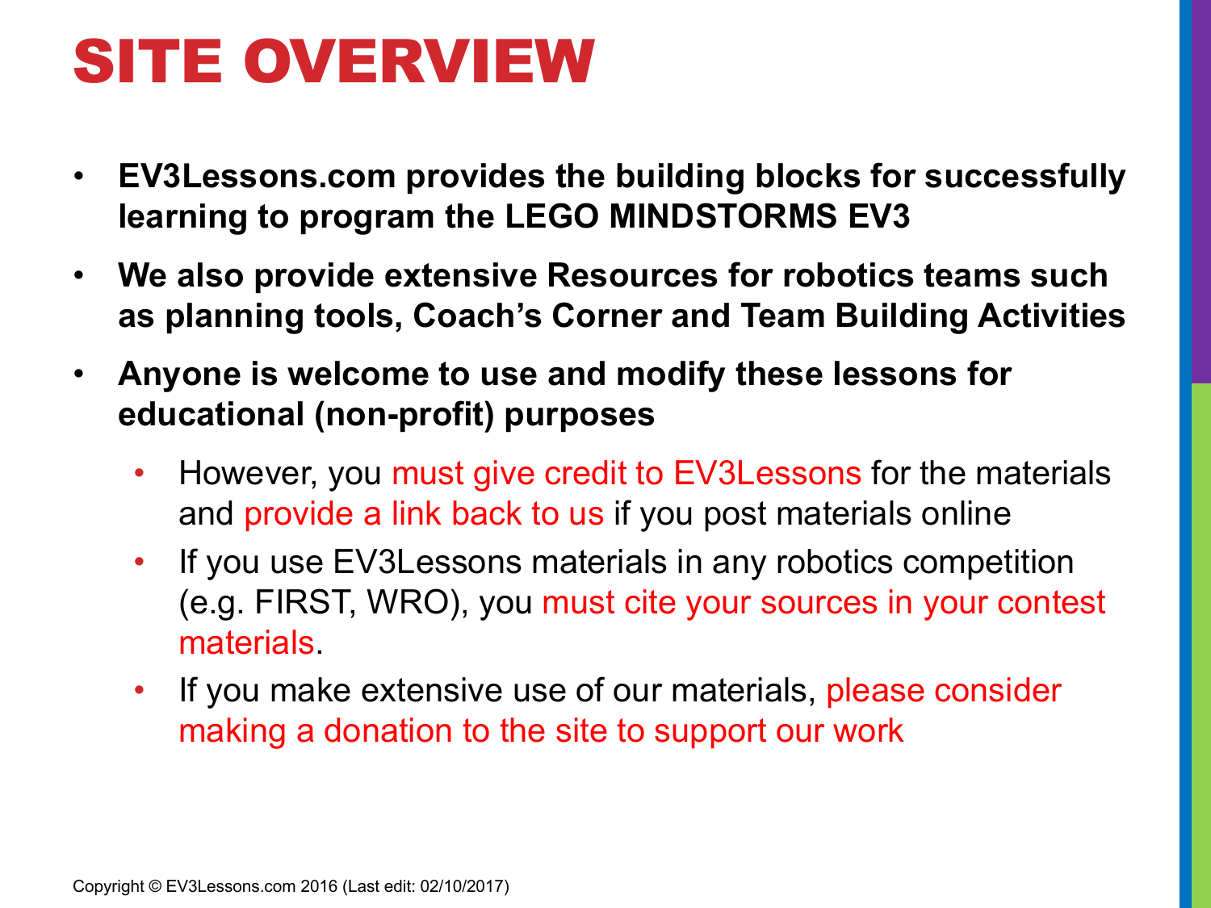# SITE OVERVIEW

- **EV3Lessons.com provides the building blocks for successfully learning to program the LEGO MINDSTORMS EV3**
- **We also provide extensive Resources for robotics teams such as planning tools, Coach's Corner and Team Building Activities**
- **Anyone is welcome to use and modify these lessons for educational (non-profit) purposes**
  - However, you must give credit to EV3Lessons for the materials and provide a link back to us if you post materials online
  - If you use EV3Lessons materials in any robotics competition (e.g. FIRST, WRO), you must cite your sources in your contest materials.
  - If you make extensive use of our materials, please consider making a donation to the site to support our work

Copyright © EV3Lessons.com 2016 (Last edit: 02/10/2017)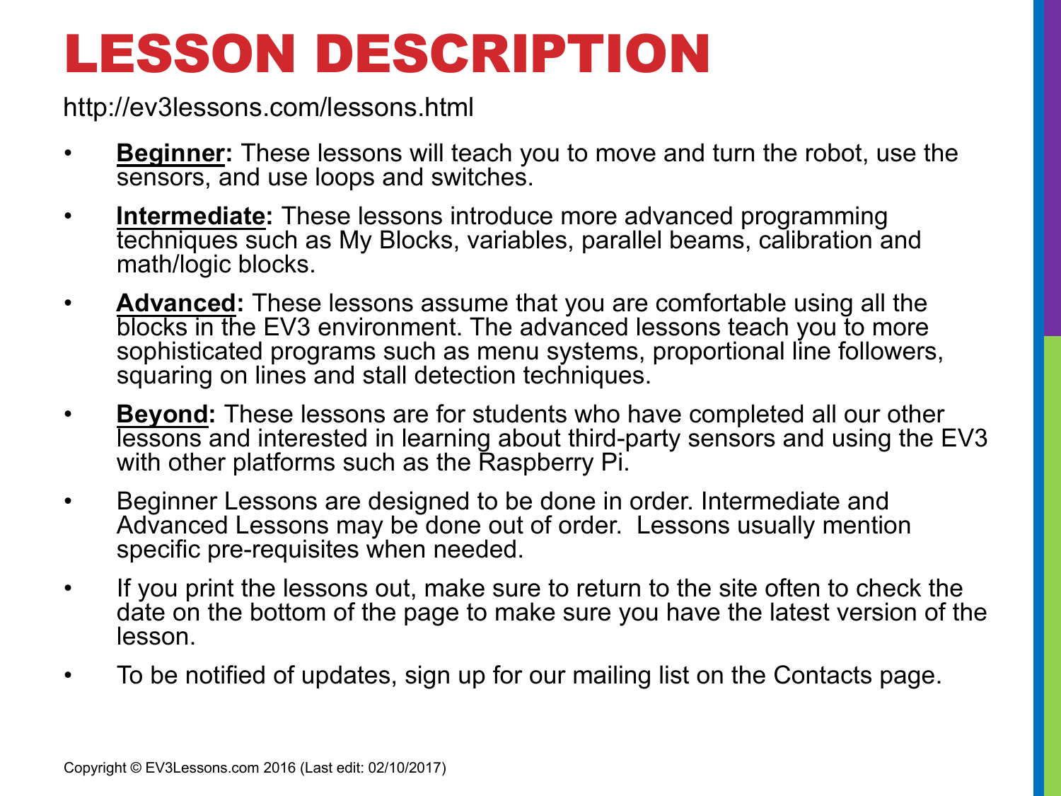# LESSON DESCRIPTION

http://ev3lessons.com/lessons.html

- **Beginner:** These lessons will teach you to move and turn the robot, use the sensors, and use loops and switches.
- **Intermediate:** These lessons introduce more advanced programming techniques such as My Blocks, variables, parallel beams, calibration and math/logic blocks.
- **Advanced:** These lessons assume that you are comfortable using all the blocks in the EV3 environment. The advanced lessons teach you to more sophisticated programs such as menu systems, proportional line followers, squaring on lines and stall detection techniques.
- **Beyond:** These lessons are for students who have completed all our other lessons and interested in learning about third-party sensors and using the EV3 with other platforms such as the Raspberry Pi.
- Beginner Lessons are designed to be done in order. Intermediate and Advanced Lessons may be done out of order. Lessons usually mention specific pre-requisites when needed.
- If you print the lessons out, make sure to return to the site often to check the date on the bottom of the page to make sure you have the latest version of the lesson.
- To be notified of updates, sign up for our mailing list on the Contacts page.

Copyright © EV3Lessons.com 2016 (Last edit: 02/10/2017)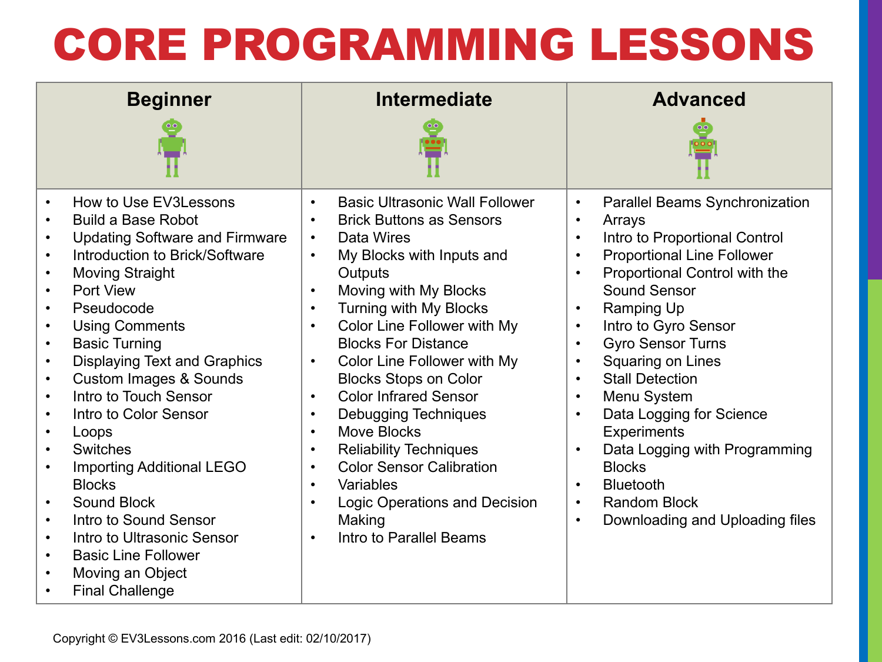# CORE PROGRAMMING LESSONS

| Beginner | Intermediate | Advanced |
| --- | --- | --- |
| • How to Use EV3Lessons<br>• Build a Base Robot<br>• Updating Software and Firmware<br>• Introduction to Brick/Software<br>• Moving Straight<br>• Port View<br>• Pseudocode<br>• Using Comments<br>• Basic Turning<br>• Displaying Text and Graphics<br>• Custom Images & Sounds<br>• Intro to Touch Sensor<br>• Intro to Color Sensor<br>• Loops<br>• Switches<br>• Importing Additional LEGO Blocks<br>• Sound Block<br>• Intro to Sound Sensor<br>• Intro to Ultrasonic Sensor<br>• Basic Line Follower<br>• Moving an Object<br>• Final Challenge | • Basic Ultrasonic Wall Follower<br>• Brick Buttons as Sensors<br>• Data Wires<br>• My Blocks with Inputs and Outputs<br>• Moving with My Blocks<br>• Turning with My Blocks<br>• Color Line Follower with My Blocks For Distance<br>• Color Line Follower with My Blocks Stops on Color<br>• Color Infrared Sensor<br>• Debugging Techniques<br>• Move Blocks<br>• Reliability Techniques<br>• Color Sensor Calibration<br>• Variables<br>• Logic Operations and Decision Making<br>• Intro to Parallel Beams | • Parallel Beams Synchronization<br>• Arrays<br>• Intro to Proportional Control<br>• Proportional Line Follower<br>• Proportional Control with the Sound Sensor<br>• Ramping Up<br>• Intro to Gyro Sensor<br>• Gyro Sensor Turns<br>• Squaring on Lines<br>• Stall Detection<br>• Menu System<br>• Data Logging for Science Experiments<br>• Data Logging with Programming Blocks<br>• Bluetooth<br>• Random Block<br>• Downloading and Uploading files |

Copyright © EV3Lessons.com 2016 (Last edit: 02/10/2017)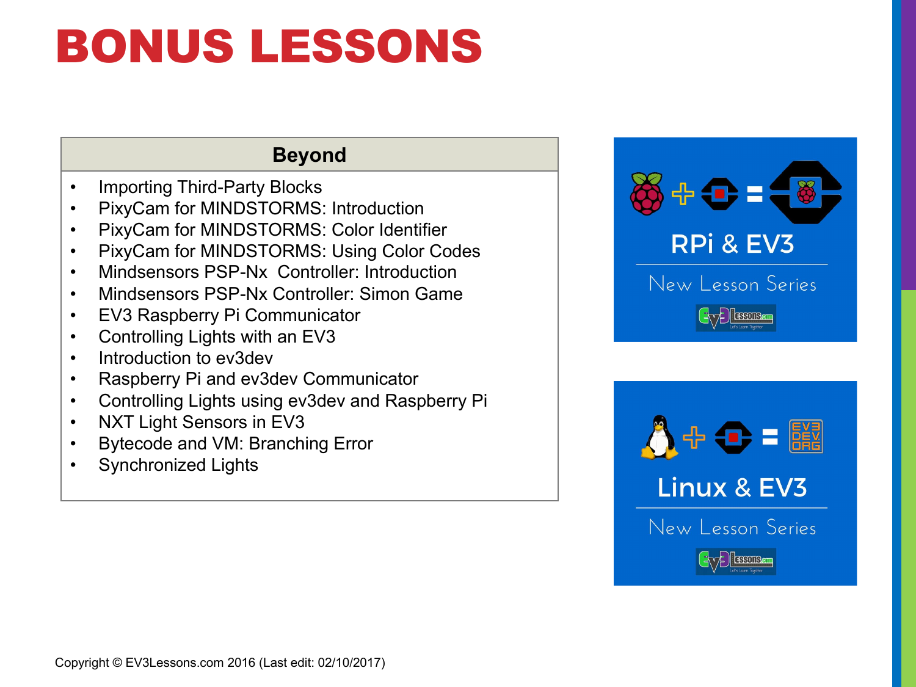# BONUS LESSONS

| Beyond |
| --- |
| • Importing Third-Party Blocks<br>• PixyCam for MINDSTORMS: Introduction<br>• PixyCam for MINDSTORMS: Color Identifier<br>• PixyCam for MINDSTORMS: Using Color Codes<br>• Mindsensors PSP-Nx Controller: Introduction<br>• Mindsensors PSP-Nx Controller: Simon Game<br>• EV3 Raspberry Pi Communicator<br>• Controlling Lights with an EV3<br>• Introduction to ev3dev<br>• Raspberry Pi and ev3dev Communicator<br>• Controlling Lights using ev3dev and Raspberry Pi<br>• NXT Light Sensors in EV3<br>• Bytecode and VM: Branching Error<br>• Synchronized Lights |

RPi & EV3

New Lesson Series

Linux & EV3

New Lesson Series

Copyright © EV3Lessons.com 2016 (Last edit: 02/10/2017)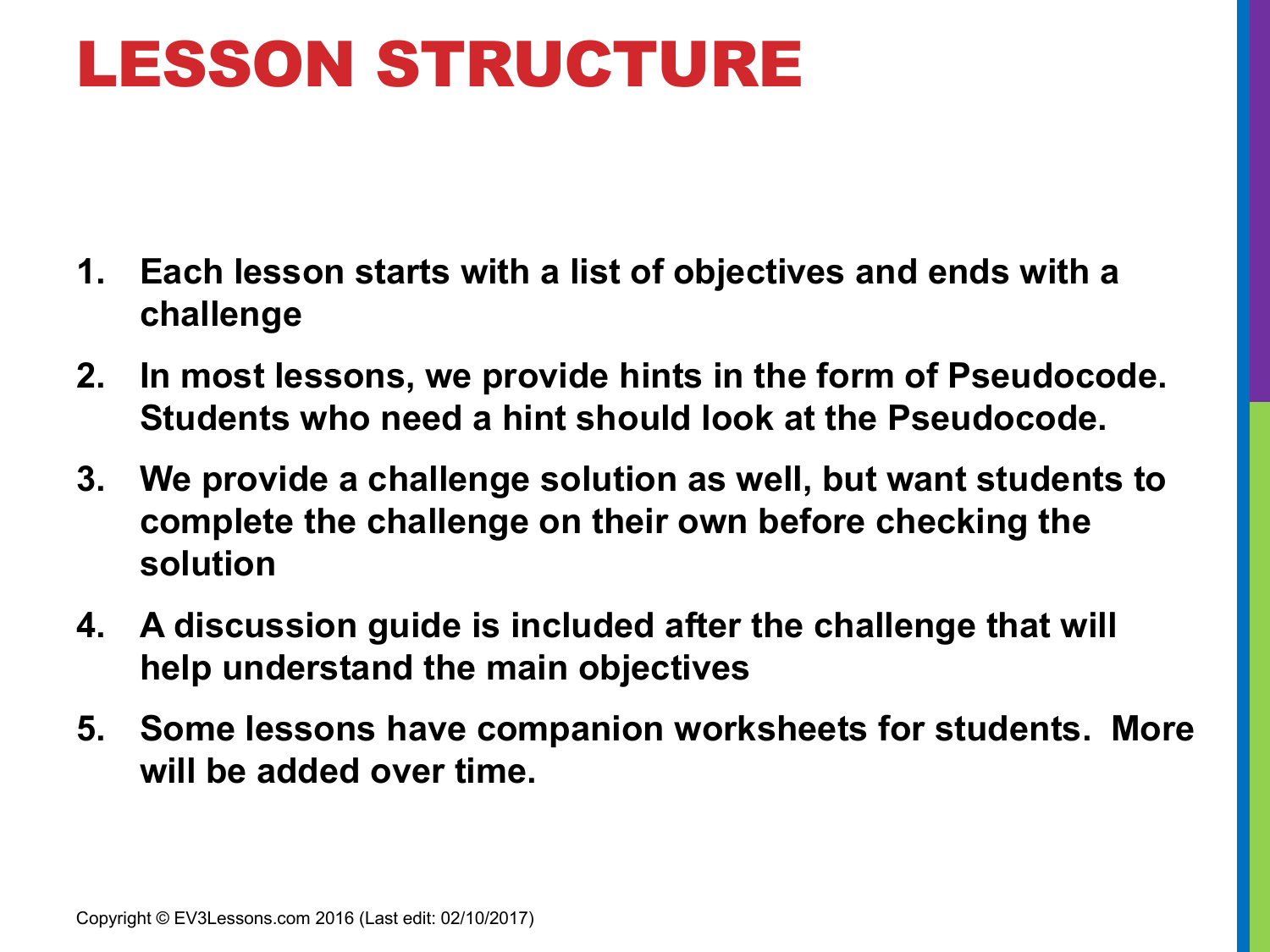# LESSON STRUCTURE

1. **Each lesson starts with a list of objectives and ends with a challenge**
2. **In most lessons, we provide hints in the form of Pseudocode. Students who need a hint should look at the Pseudocode.**
3. **We provide a challenge solution as well, but want students to complete the challenge on their own before checking the solution**
4. **A discussion guide is included after the challenge that will help understand the main objectives**
5. **Some lessons have companion worksheets for students. More will be added over time.**

Copyright © EV3Lessons.com 2016 (Last edit: 02/10/2017)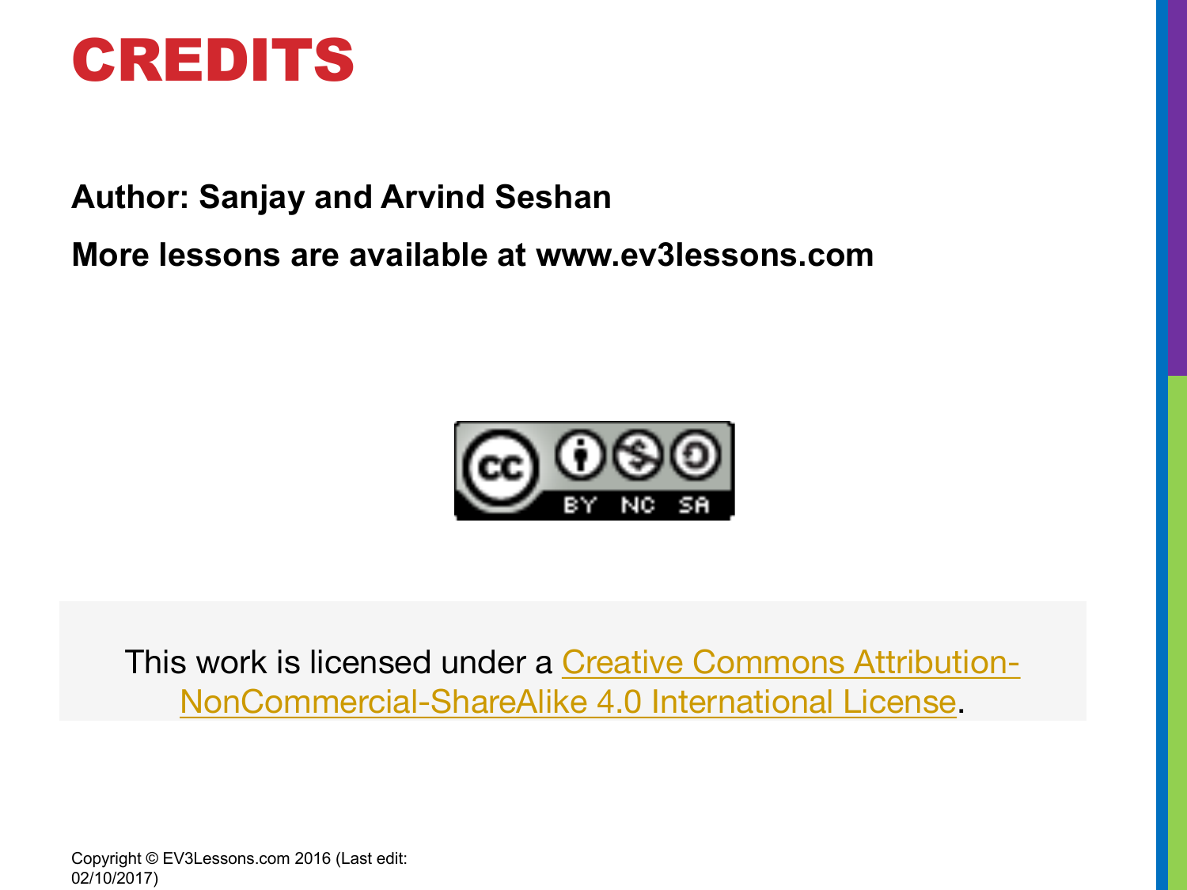# CREDITS

**Author: Sanjay and Arvind Seshan**

**More lessons are available at www.ev3lessons.com**

This work is licensed under a Creative Commons Attribution-NonCommercial-ShareAlike 4.0 International License.

Copyright © EV3Lessons.com 2016 (Last edit: 02/10/2017)